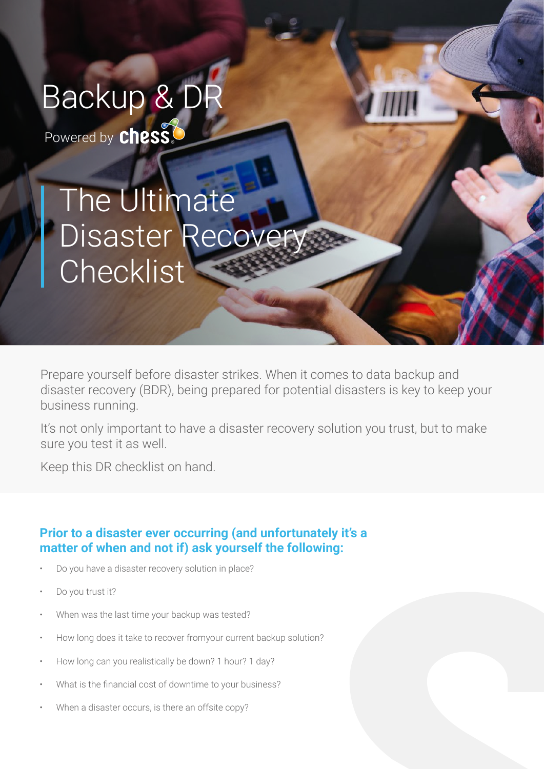# Backup & DR

Powered by chess

## The Ultimate Disaster Recovery Checklist

Prepare yourself before disaster strikes. When it comes to data backup and disaster recovery (BDR), being prepared for potential disasters is key to keep your business running.

It's not only important to have a disaster recovery solution you trust, but to make sure you test it as well.

Keep this DR checklist on hand.

### Prior to a disaster ever occurring (and unfortunately it's a matter of when and not if) ask yourself the following:

- Do you have a disaster recovery solution in place?
- Do you trust it?
- When was the last time your backup was tested?
- How long does it take to recover fromyour current backup solution?
- How long can you realistically be down? 1 hour? 1 day?
- What is the financial cost of downtime to your business?
- When a disaster occurs, is there an offsite copy?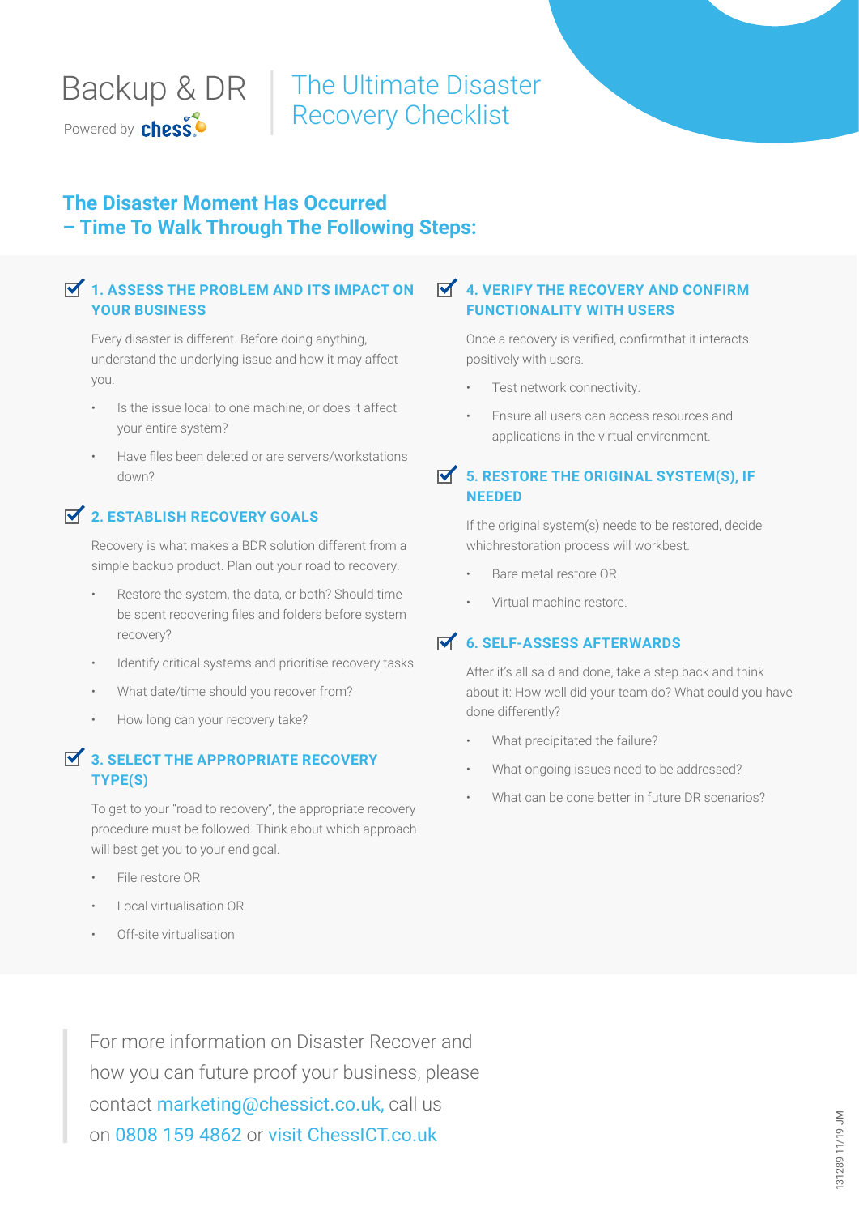Backup & DR

Powered by chess

# The Ultimate Disaster Recovery Checklist

## The Disaster Moment Has Occurred – Time To Walk Through The Following Steps:

### 1. ASSESS THE PROBLEM AND ITS IMPACT ON YOUR BUSINESS

Every disaster is different. Before doing anything, understand the underlying issue and how it may affect you.

- Is the issue local to one machine, or does it affect your entire system?
- Have files been deleted or are servers/workstations down?

### 2. ESTABLISH RECOVERY GOALS

Recovery is what makes a BDR solution different from a simple backup product. Plan out your road to recovery.

- Restore the system, the data, or both? Should time be spent recovering files and folders before system recovery?
- Identify critical systems and prioritise recovery tasks
- What date/time should you recover from?
- How long can your recovery take?

### 3. SELECT THE APPROPRIATE RECOVERY TYPE(S)

To get to your "road to recovery", the appropriate recovery procedure must be followed. Think about which approach will best get you to your end goal.

- File restore OR
- Local virtualisation OR
- Off-site virtualisation

### 4. VERIFY THE RECOVERY AND CONFIRM FUNCTIONALITY WITH USERS

Once a recovery is verified, confirmthat it interacts positively with users.

- Test network connectivity.
- Ensure all users can access resources and applications in the virtual environment.

### 5. RESTORE THE ORIGINAL SYSTEM(S), IF NEEDED

If the original system(s) needs to be restored, decide whichrestoration process will workbest.

- Bare metal restore OR
- Virtual machine restore.

### 6. SELF-ASSESS AFTERWARDS

After it's all said and done, take a step back and think about it: How well did your team do? What could you have done differently?

- What precipitated the failure?
- What ongoing issues need to be addressed?
- What can be done better in future DR scenarios?

For more information on Disaster Recover and how you can future proof your business, please contact marketing@chessict.co.uk, call us on 0808 159 4862 or visit ChessICT.co.uk

131289 11/19 JM